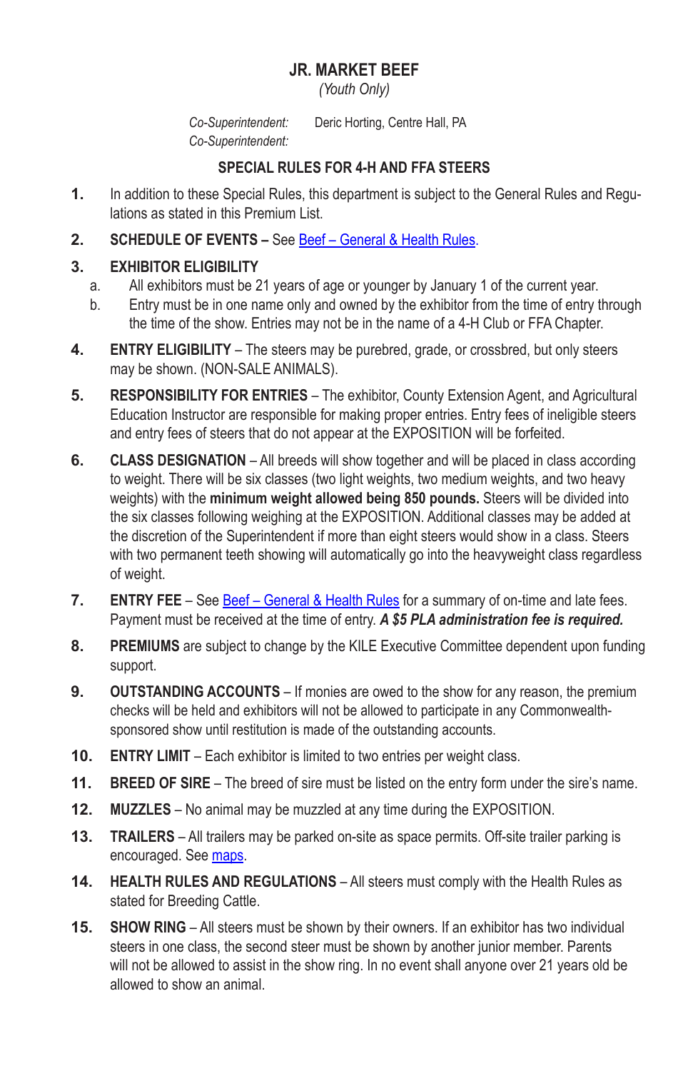# JR. MARKET BEEF

*(Youth Only)*

*Co-Superintendent:* Deric Horting, Centre Hall, PA
*Co-Superintendent:*

## SPECIAL RULES FOR 4-H AND FFA STEERS

1. In addition to these Special Rules, this department is subject to the General Rules and Regulations as stated in this Premium List.

2. **SCHEDULE OF EVENTS –** See Beef – General & Health Rules.

3. **EXHIBITOR ELIGIBILITY**
   a. All exhibitors must be 21 years of age or younger by January 1 of the current year.
   b. Entry must be in one name only and owned by the exhibitor from the time of entry through the time of the show. Entries may not be in the name of a 4-H Club or FFA Chapter.

4. **ENTRY ELIGIBILITY** – The steers may be purebred, grade, or crossbred, but only steers may be shown. (NON-SALE ANIMALS).

5. **RESPONSIBILITY FOR ENTRIES** – The exhibitor, County Extension Agent, and Agricultural Education Instructor are responsible for making proper entries. Entry fees of ineligible steers and entry fees of steers that do not appear at the EXPOSITION will be forfeited.

6. **CLASS DESIGNATION** – All breeds will show together and will be placed in class according to weight. There will be six classes (two light weights, two medium weights, and two heavy weights) with the **minimum weight allowed being 850 pounds.** Steers will be divided into the six classes following weighing at the EXPOSITION. Additional classes may be added at the discretion of the Superintendent if more than eight steers would show in a class. Steers with two permanent teeth showing will automatically go into the heavyweight class regardless of weight.

7. **ENTRY FEE** – See Beef – General & Health Rules for a summary of on-time and late fees. Payment must be received at the time of entry. ***A $5 PLA administration fee is required.***

8. **PREMIUMS** are subject to change by the KILE Executive Committee dependent upon funding support.

9. **OUTSTANDING ACCOUNTS** – If monies are owed to the show for any reason, the premium checks will be held and exhibitors will not be allowed to participate in any Commonwealth-sponsored show until restitution is made of the outstanding accounts.

10. **ENTRY LIMIT** – Each exhibitor is limited to two entries per weight class.

11. **BREED OF SIRE** – The breed of sire must be listed on the entry form under the sire's name.

12. **MUZZLES** – No animal may be muzzled at any time during the EXPOSITION.

13. **TRAILERS** – All trailers may be parked on-site as space permits. Off-site trailer parking is encouraged. See maps.

14. **HEALTH RULES AND REGULATIONS** – All steers must comply with the Health Rules as stated for Breeding Cattle.

15. **SHOW RING** – All steers must be shown by their owners. If an exhibitor has two individual steers in one class, the second steer must be shown by another junior member. Parents will not be allowed to assist in the show ring. In no event shall anyone over 21 years old be allowed to show an animal.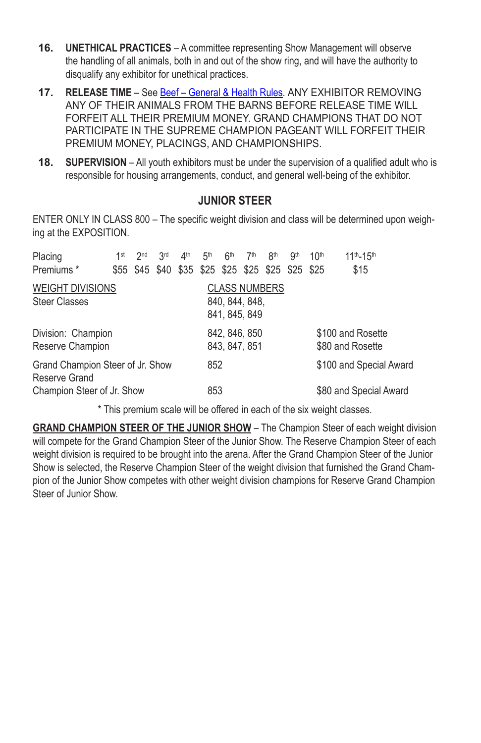16. **UNETHICAL PRACTICES** – A committee representing Show Management will observe the handling of all animals, both in and out of the show ring, and will have the authority to disqualify any exhibitor for unethical practices.

17. **RELEASE TIME** – See Beef – General & Health Rules. ANY EXHIBITOR REMOVING ANY OF THEIR ANIMALS FROM THE BARNS BEFORE RELEASE TIME WILL FORFEIT ALL THEIR PREMIUM MONEY. GRAND CHAMPIONS THAT DO NOT PARTICIPATE IN THE SUPREME CHAMPION PAGEANT WILL FORFEIT THEIR PREMIUM MONEY, PLACINGS, AND CHAMPIONSHIPS.

18. **SUPERVISION** – All youth exhibitors must be under the supervision of a qualified adult who is responsible for housing arrangements, conduct, and general well-being of the exhibitor.

## JUNIOR STEER

ENTER ONLY IN CLASS 800 – The specific weight division and class will be determined upon weighing at the EXPOSITION.

| Placing | 1st | 2nd | 3rd | 4th | 5th | 6th | 7th | 8th | 9th | 10th | 11th-15th |
|---|---|---|---|---|---|---|---|---|---|---|---|
| Premiums * | $55 | $45 | $40 | $35 | $25 | $25 | $25 | $25 | $25 | $25 | $15 |

| WEIGHT DIVISIONS | CLASS NUMBERS | |
|---|---|---|
| Steer Classes | 840, 844, 848, 841, 845, 849 | |
| Division: Champion | 842, 846, 850 | $100 and Rosette |
| Reserve Champion | 843, 847, 851 | $80 and Rosette |
| Grand Champion Steer of Jr. Show | 852 | $100 and Special Award |
| Reserve Grand Champion Steer of Jr. Show | 853 | $80 and Special Award |

\* This premium scale will be offered in each of the six weight classes.

**GRAND CHAMPION STEER OF THE JUNIOR SHOW** – The Champion Steer of each weight division will compete for the Grand Champion Steer of the Junior Show. The Reserve Champion Steer of each weight division is required to be brought into the arena. After the Grand Champion Steer of the Junior Show is selected, the Reserve Champion Steer of the weight division that furnished the Grand Champion of the Junior Show competes with other weight division champions for Reserve Grand Champion Steer of Junior Show.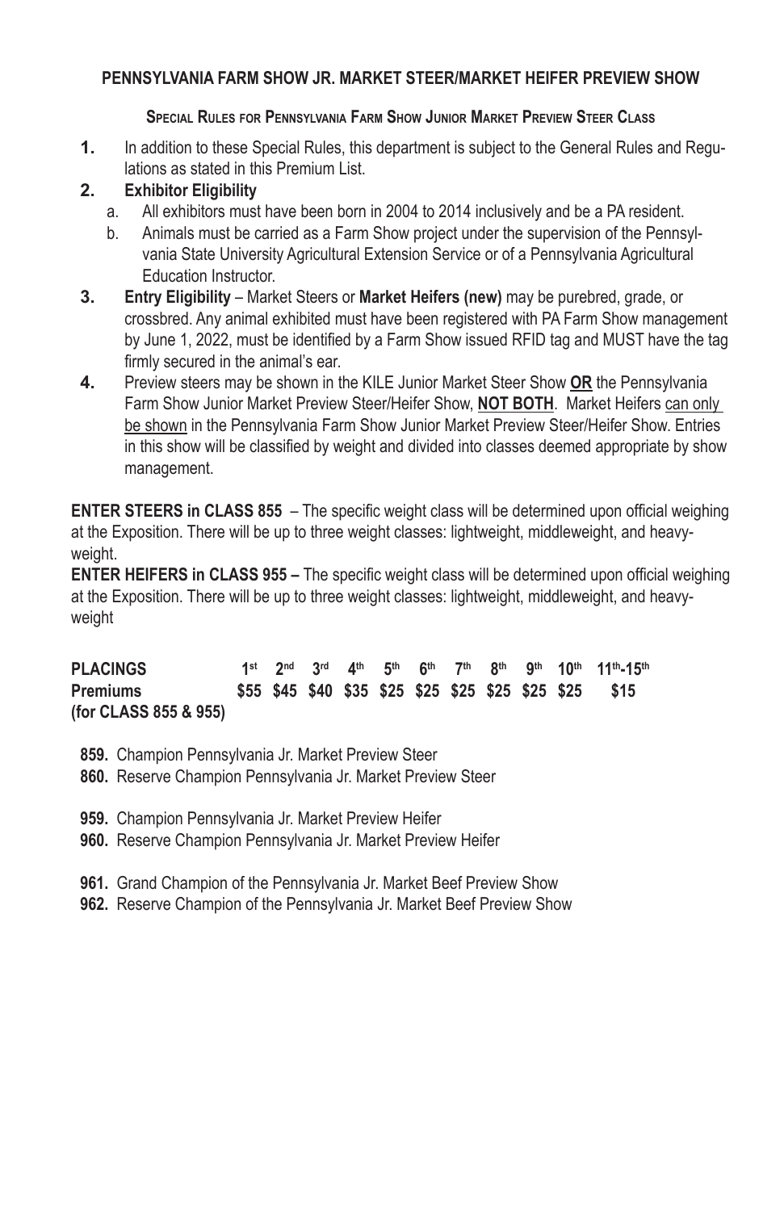## PENNSYLVANIA FARM SHOW JR. MARKET STEER/MARKET HEIFER PREVIEW SHOW

### Special Rules for Pennsylvania Farm Show Junior Market Preview Steer Class

1. In addition to these Special Rules, this department is subject to the General Rules and Regulations as stated in this Premium List.
2. **Exhibitor Eligibility**
   a. All exhibitors must have been born in 2004 to 2014 inclusively and be a PA resident.
   b. Animals must be carried as a Farm Show project under the supervision of the Pennsylvania State University Agricultural Extension Service or of a Pennsylvania Agricultural Education Instructor.
3. **Entry Eligibility** – Market Steers or **Market Heifers (new)** may be purebred, grade, or crossbred. Any animal exhibited must have been registered with PA Farm Show management by June 1, 2022, must be identified by a Farm Show issued RFID tag and MUST have the tag firmly secured in the animal's ear.
4. Preview steers may be shown in the KILE Junior Market Steer Show **OR** the Pennsylvania Farm Show Junior Market Preview Steer/Heifer Show, **NOT BOTH**. Market Heifers can only be shown in the Pennsylvania Farm Show Junior Market Preview Steer/Heifer Show. Entries in this show will be classified by weight and divided into classes deemed appropriate by show management.

**ENTER STEERS in CLASS 855** – The specific weight class will be determined upon official weighing at the Exposition. There will be up to three weight classes: lightweight, middleweight, and heavyweight.

**ENTER HEIFERS in CLASS 955 –** The specific weight class will be determined upon official weighing at the Exposition. There will be up to three weight classes: lightweight, middleweight, and heavyweight

| PLACINGS | 1st | 2nd | 3rd | 4th | 5th | 6th | 7th | 8th | 9th | 10th | 11th-15th |
|---|---|---|---|---|---|---|---|---|---|---|---|
| Premiums (for CLASS 855 & 955) | $55 | $45 | $40 | $35 | $25 | $25 | $25 | $25 | $25 | $25 | $15 |

**859.** Champion Pennsylvania Jr. Market Preview Steer
**860.** Reserve Champion Pennsylvania Jr. Market Preview Steer

**959.** Champion Pennsylvania Jr. Market Preview Heifer
**960.** Reserve Champion Pennsylvania Jr. Market Preview Heifer

**961.** Grand Champion of the Pennsylvania Jr. Market Beef Preview Show
**962.** Reserve Champion of the Pennsylvania Jr. Market Beef Preview Show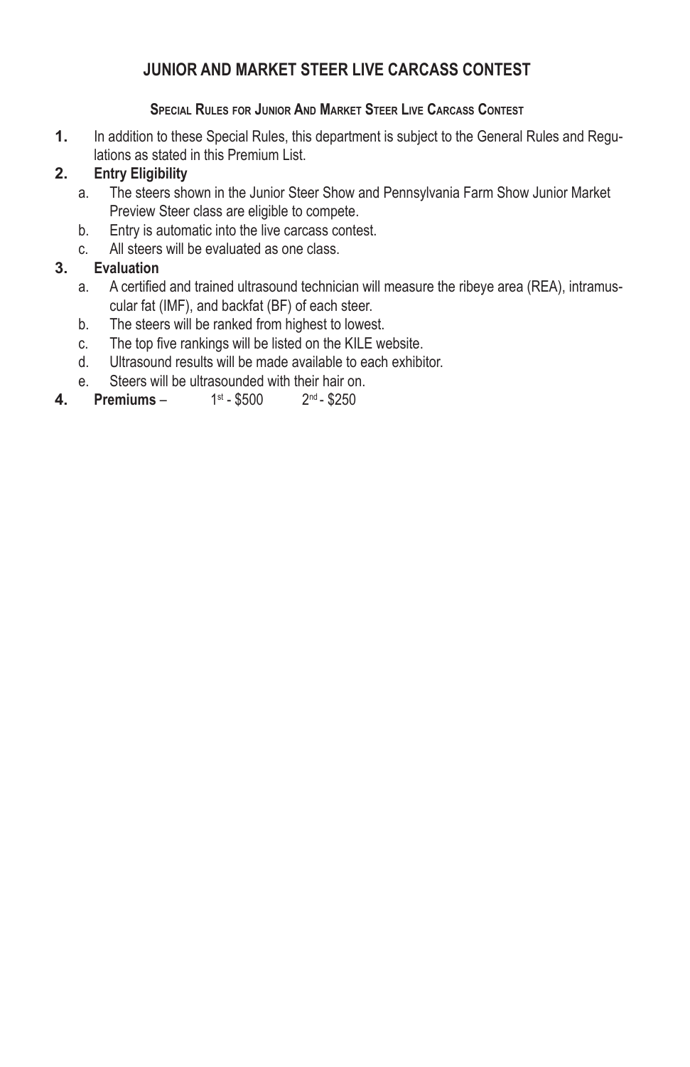## JUNIOR AND MARKET STEER LIVE CARCASS CONTEST

### Special Rules for Junior And Market Steer Live Carcass Contest

1. In addition to these Special Rules, this department is subject to the General Rules and Regulations as stated in this Premium List.
2. **Entry Eligibility**
   a. The steers shown in the Junior Steer Show and Pennsylvania Farm Show Junior Market Preview Steer class are eligible to compete.
   b. Entry is automatic into the live carcass contest.
   c. All steers will be evaluated as one class.
3. **Evaluation**
   a. A certified and trained ultrasound technician will measure the ribeye area (REA), intramuscular fat (IMF), and backfat (BF) of each steer.
   b. The steers will be ranked from highest to lowest.
   c. The top five rankings will be listed on the KILE website.
   d. Ultrasound results will be made available to each exhibitor.
   e. Steers will be ultrasounded with their hair on.
4. **Premiums** – 1st - $500 2nd - $250